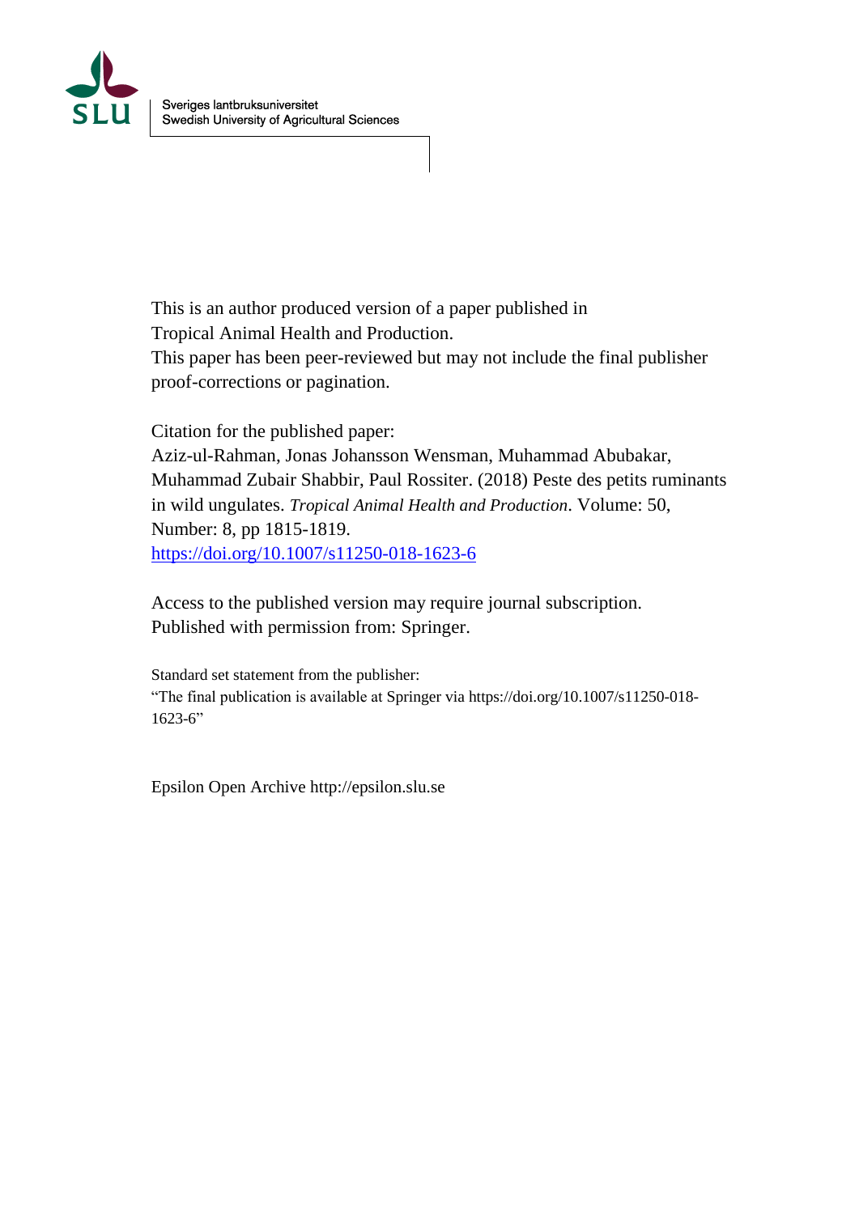Sveriges lantbruksuniversitet
Swedish University of Agricultural Sciences

This is an author produced version of a paper published in
Tropical Animal Health and Production.
This paper has been peer-reviewed but may not include the final publisher proof-corrections or pagination.

Citation for the published paper:
Aziz-ul-Rahman, Jonas Johansson Wensman, Muhammad Abubakar, Muhammad Zubair Shabbir, Paul Rossiter. (2018) Peste des petits ruminants in wild ungulates. *Tropical Animal Health and Production*. Volume: 50, Number: 8, pp 1815-1819.
https://doi.org/10.1007/s11250-018-1623-6

Access to the published version may require journal subscription.
Published with permission from: Springer.

Standard set statement from the publisher:
"The final publication is available at Springer via https://doi.org/10.1007/s11250-018-1623-6"

Epsilon Open Archive http://epsilon.slu.se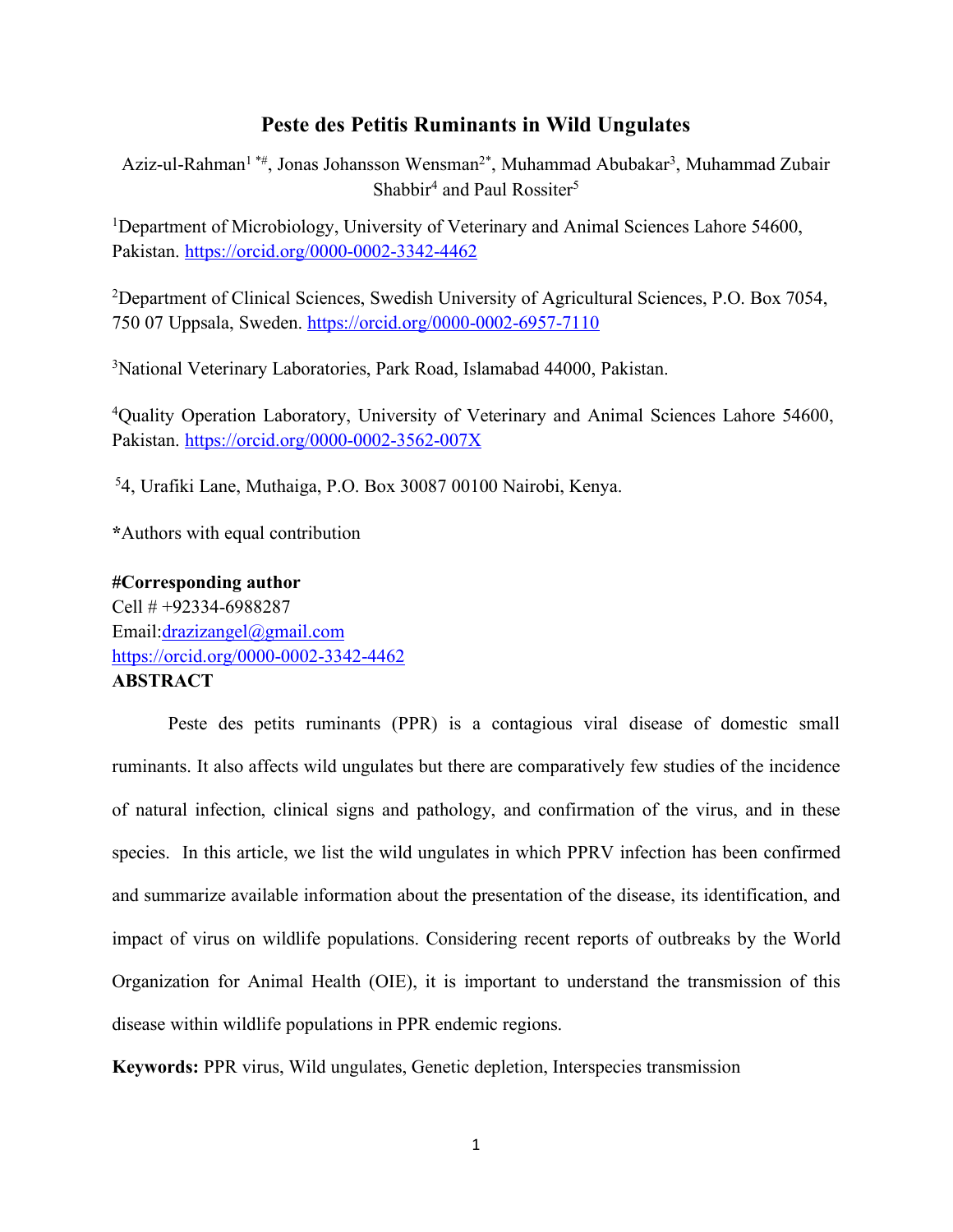# Peste des Petitis Ruminants in Wild Ungulates

Aziz-ul-Rahman[1 *#], Jonas Johansson Wensman[2*], Muhammad Abubakar[3], Muhammad Zubair Shabbir[4] and Paul Rossiter[5]

[1]Department of Microbiology, University of Veterinary and Animal Sciences Lahore 54600, Pakistan. https://orcid.org/0000-0002-3342-4462

[2]Department of Clinical Sciences, Swedish University of Agricultural Sciences, P.O. Box 7054, 750 07 Uppsala, Sweden. https://orcid.org/0000-0002-6957-7110

[3]National Veterinary Laboratories, Park Road, Islamabad 44000, Pakistan.

[4]Quality Operation Laboratory, University of Veterinary and Animal Sciences Lahore 54600, Pakistan. https://orcid.org/0000-0002-3562-007X

[5]4, Urafiki Lane, Muthaiga, P.O. Box 30087 00100 Nairobi, Kenya.

**\***Authors with equal contribution

**#Corresponding author**
Cell # +92334-6988287
Email:drazizangel@gmail.com
https://orcid.org/0000-0002-3342-4462

**ABSTRACT**

Peste des petits ruminants (PPR) is a contagious viral disease of domestic small ruminants. It also affects wild ungulates but there are comparatively few studies of the incidence of natural infection, clinical signs and pathology, and confirmation of the virus, and in these species. In this article, we list the wild ungulates in which PPRV infection has been confirmed and summarize available information about the presentation of the disease, its identification, and impact of virus on wildlife populations. Considering recent reports of outbreaks by the World Organization for Animal Health (OIE), it is important to understand the transmission of this disease within wildlife populations in PPR endemic regions.

**Keywords:** PPR virus, Wild ungulates, Genetic depletion, Interspecies transmission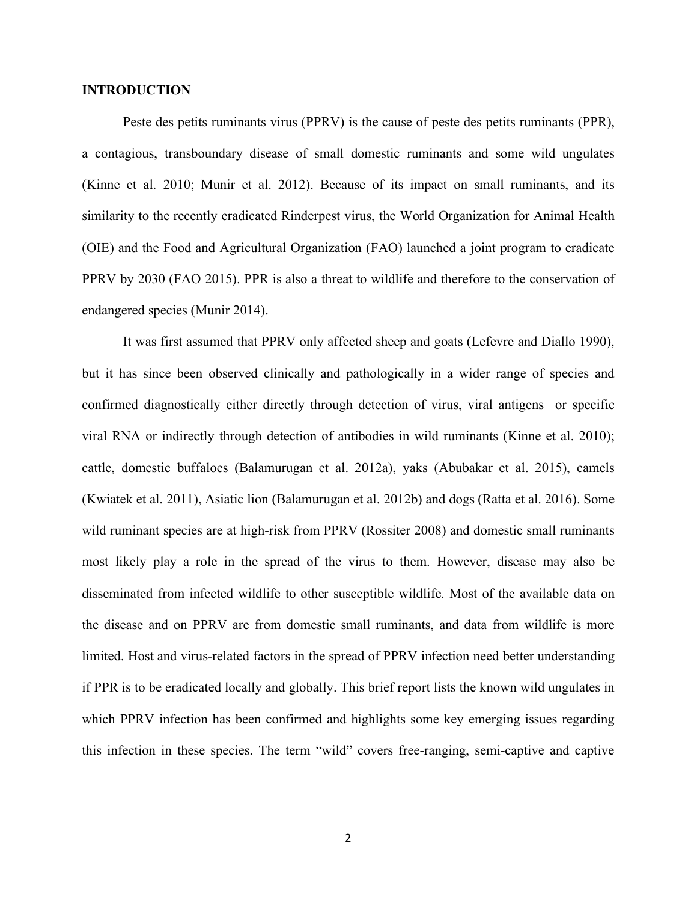**INTRODUCTION**

Peste des petits ruminants virus (PPRV) is the cause of peste des petits ruminants (PPR), a contagious, transboundary disease of small domestic ruminants and some wild ungulates (Kinne et al. 2010; Munir et al. 2012). Because of its impact on small ruminants, and its similarity to the recently eradicated Rinderpest virus, the World Organization for Animal Health (OIE) and the Food and Agricultural Organization (FAO) launched a joint program to eradicate PPRV by 2030 (FAO 2015). PPR is also a threat to wildlife and therefore to the conservation of endangered species (Munir 2014).

It was first assumed that PPRV only affected sheep and goats (Lefevre and Diallo 1990), but it has since been observed clinically and pathologically in a wider range of species and confirmed diagnostically either directly through detection of virus, viral antigens or specific viral RNA or indirectly through detection of antibodies in wild ruminants (Kinne et al. 2010); cattle, domestic buffaloes (Balamurugan et al. 2012a), yaks (Abubakar et al. 2015), camels (Kwiatek et al. 2011), Asiatic lion (Balamurugan et al. 2012b) and dogs (Ratta et al. 2016). Some wild ruminant species are at high-risk from PPRV (Rossiter 2008) and domestic small ruminants most likely play a role in the spread of the virus to them. However, disease may also be disseminated from infected wildlife to other susceptible wildlife. Most of the available data on the disease and on PPRV are from domestic small ruminants, and data from wildlife is more limited. Host and virus-related factors in the spread of PPRV infection need better understanding if PPR is to be eradicated locally and globally. This brief report lists the known wild ungulates in which PPRV infection has been confirmed and highlights some key emerging issues regarding this infection in these species. The term "wild" covers free-ranging, semi-captive and captive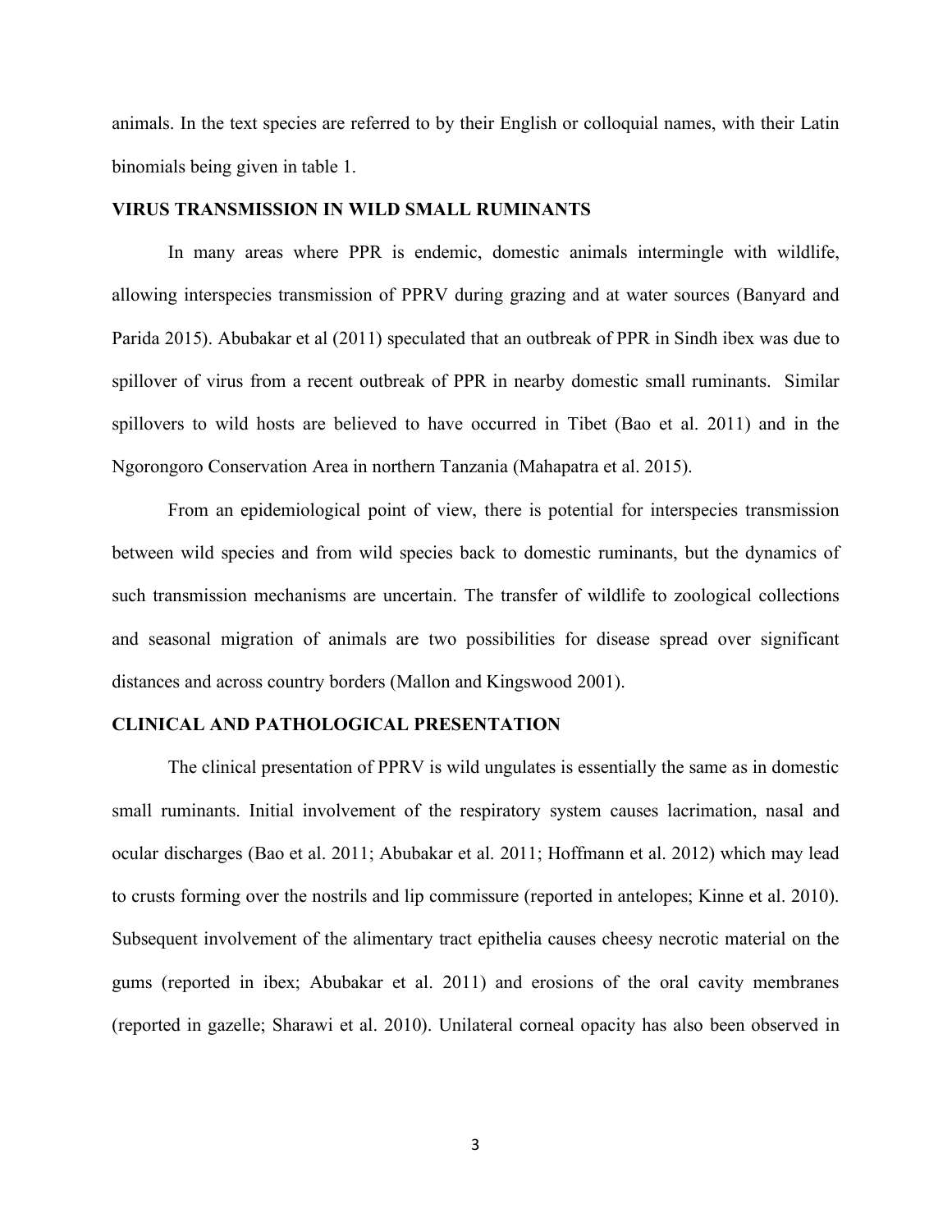animals. In the text species are referred to by their English or colloquial names, with their Latin binomials being given in table 1.

## VIRUS TRANSMISSION IN WILD SMALL RUMINANTS

In many areas where PPR is endemic, domestic animals intermingle with wildlife, allowing interspecies transmission of PPRV during grazing and at water sources (Banyard and Parida 2015). Abubakar et al (2011) speculated that an outbreak of PPR in Sindh ibex was due to spillover of virus from a recent outbreak of PPR in nearby domestic small ruminants. Similar spillovers to wild hosts are believed to have occurred in Tibet (Bao et al. 2011) and in the Ngorongoro Conservation Area in northern Tanzania (Mahapatra et al. 2015).

From an epidemiological point of view, there is potential for interspecies transmission between wild species and from wild species back to domestic ruminants, but the dynamics of such transmission mechanisms are uncertain. The transfer of wildlife to zoological collections and seasonal migration of animals are two possibilities for disease spread over significant distances and across country borders (Mallon and Kingswood 2001).

## CLINICAL AND PATHOLOGICAL PRESENTATION

The clinical presentation of PPRV is wild ungulates is essentially the same as in domestic small ruminants. Initial involvement of the respiratory system causes lacrimation, nasal and ocular discharges (Bao et al. 2011; Abubakar et al. 2011; Hoffmann et al. 2012) which may lead to crusts forming over the nostrils and lip commissure (reported in antelopes; Kinne et al. 2010). Subsequent involvement of the alimentary tract epithelia causes cheesy necrotic material on the gums (reported in ibex; Abubakar et al. 2011) and erosions of the oral cavity membranes (reported in gazelle; Sharawi et al. 2010). Unilateral corneal opacity has also been observed in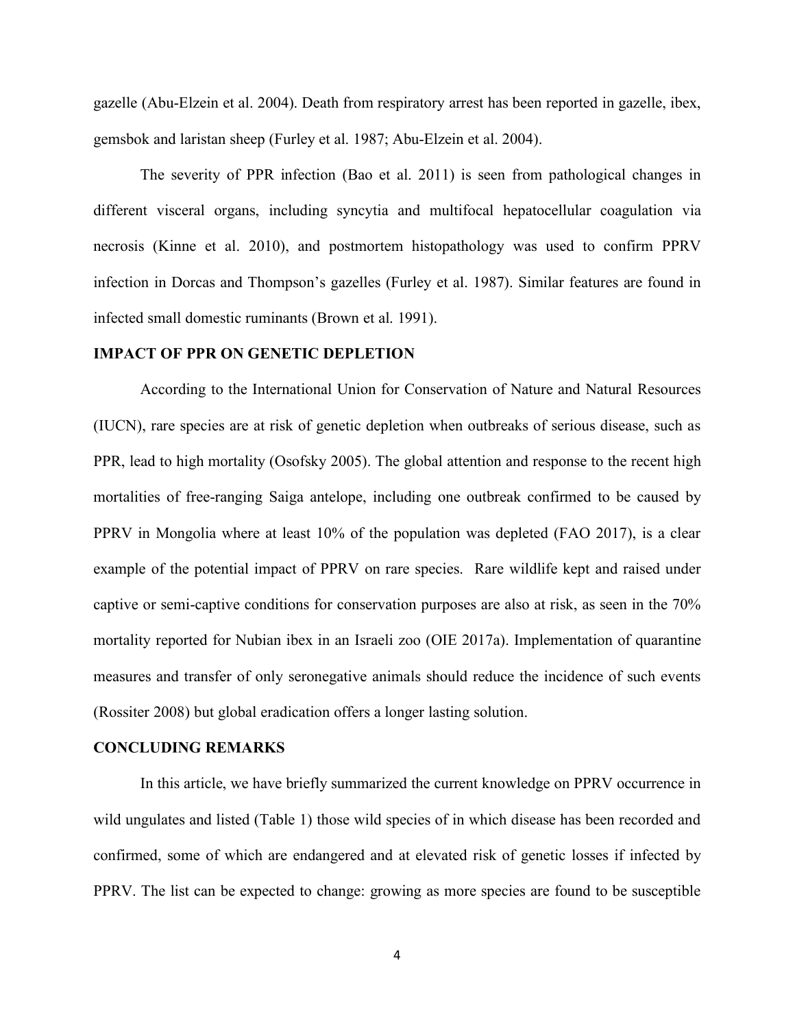gazelle (Abu-Elzein et al. 2004). Death from respiratory arrest has been reported in gazelle, ibex, gemsbok and laristan sheep (Furley et al. 1987; Abu-Elzein et al. 2004).

The severity of PPR infection (Bao et al. 2011) is seen from pathological changes in different visceral organs, including syncytia and multifocal hepatocellular coagulation via necrosis (Kinne et al. 2010), and postmortem histopathology was used to confirm PPRV infection in Dorcas and Thompson's gazelles (Furley et al. 1987). Similar features are found in infected small domestic ruminants (Brown et al. 1991).

## IMPACT OF PPR ON GENETIC DEPLETION

According to the International Union for Conservation of Nature and Natural Resources (IUCN), rare species are at risk of genetic depletion when outbreaks of serious disease, such as PPR, lead to high mortality (Osofsky 2005). The global attention and response to the recent high mortalities of free-ranging Saiga antelope, including one outbreak confirmed to be caused by PPRV in Mongolia where at least 10% of the population was depleted (FAO 2017), is a clear example of the potential impact of PPRV on rare species. Rare wildlife kept and raised under captive or semi-captive conditions for conservation purposes are also at risk, as seen in the 70% mortality reported for Nubian ibex in an Israeli zoo (OIE 2017a). Implementation of quarantine measures and transfer of only seronegative animals should reduce the incidence of such events (Rossiter 2008) but global eradication offers a longer lasting solution.

## CONCLUDING REMARKS

In this article, we have briefly summarized the current knowledge on PPRV occurrence in wild ungulates and listed (Table 1) those wild species of in which disease has been recorded and confirmed, some of which are endangered and at elevated risk of genetic losses if infected by PPRV. The list can be expected to change: growing as more species are found to be susceptible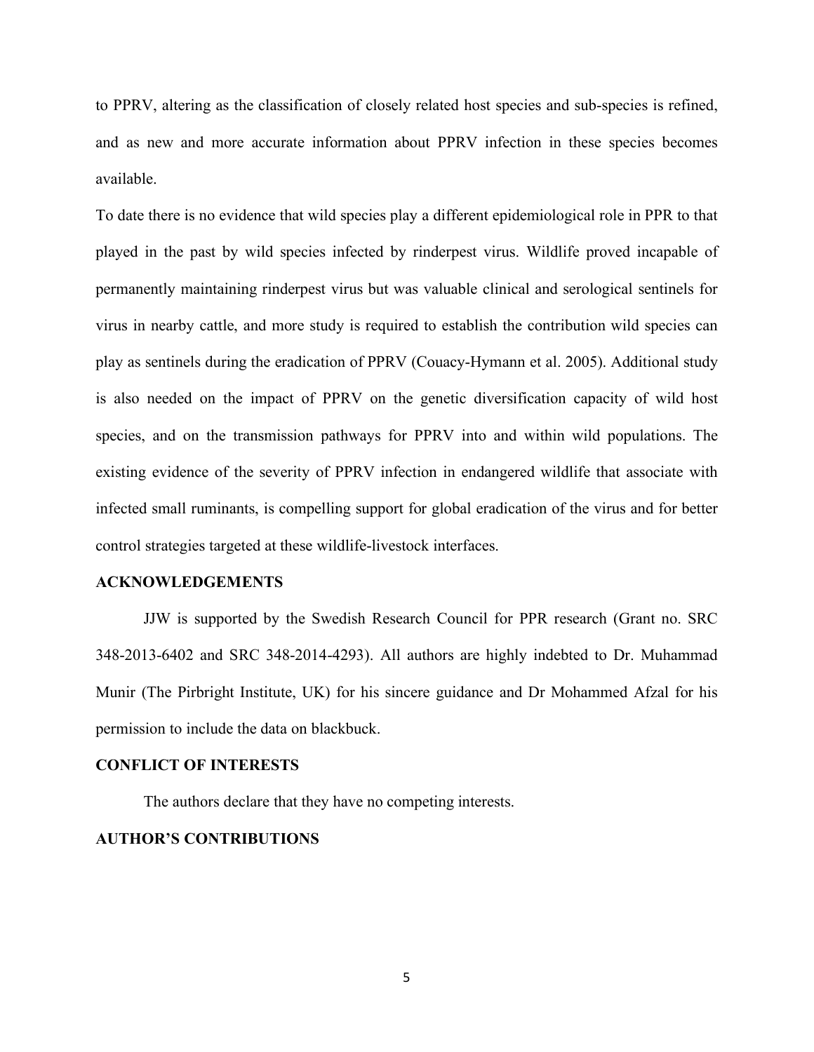to PPRV, altering as the classification of closely related host species and sub-species is refined, and as new and more accurate information about PPRV infection in these species becomes available.

To date there is no evidence that wild species play a different epidemiological role in PPR to that played in the past by wild species infected by rinderpest virus. Wildlife proved incapable of permanently maintaining rinderpest virus but was valuable clinical and serological sentinels for virus in nearby cattle, and more study is required to establish the contribution wild species can play as sentinels during the eradication of PPRV (Couacy-Hymann et al. 2005). Additional study is also needed on the impact of PPRV on the genetic diversification capacity of wild host species, and on the transmission pathways for PPRV into and within wild populations. The existing evidence of the severity of PPRV infection in endangered wildlife that associate with infected small ruminants, is compelling support for global eradication of the virus and for better control strategies targeted at these wildlife-livestock interfaces.

## ACKNOWLEDGEMENTS

JJW is supported by the Swedish Research Council for PPR research (Grant no. SRC 348-2013-6402 and SRC 348-2014-4293). All authors are highly indebted to Dr. Muhammad Munir (The Pirbright Institute, UK) for his sincere guidance and Dr Mohammed Afzal for his permission to include the data on blackbuck.

## CONFLICT OF INTERESTS

The authors declare that they have no competing interests.

## AUTHOR'S CONTRIBUTIONS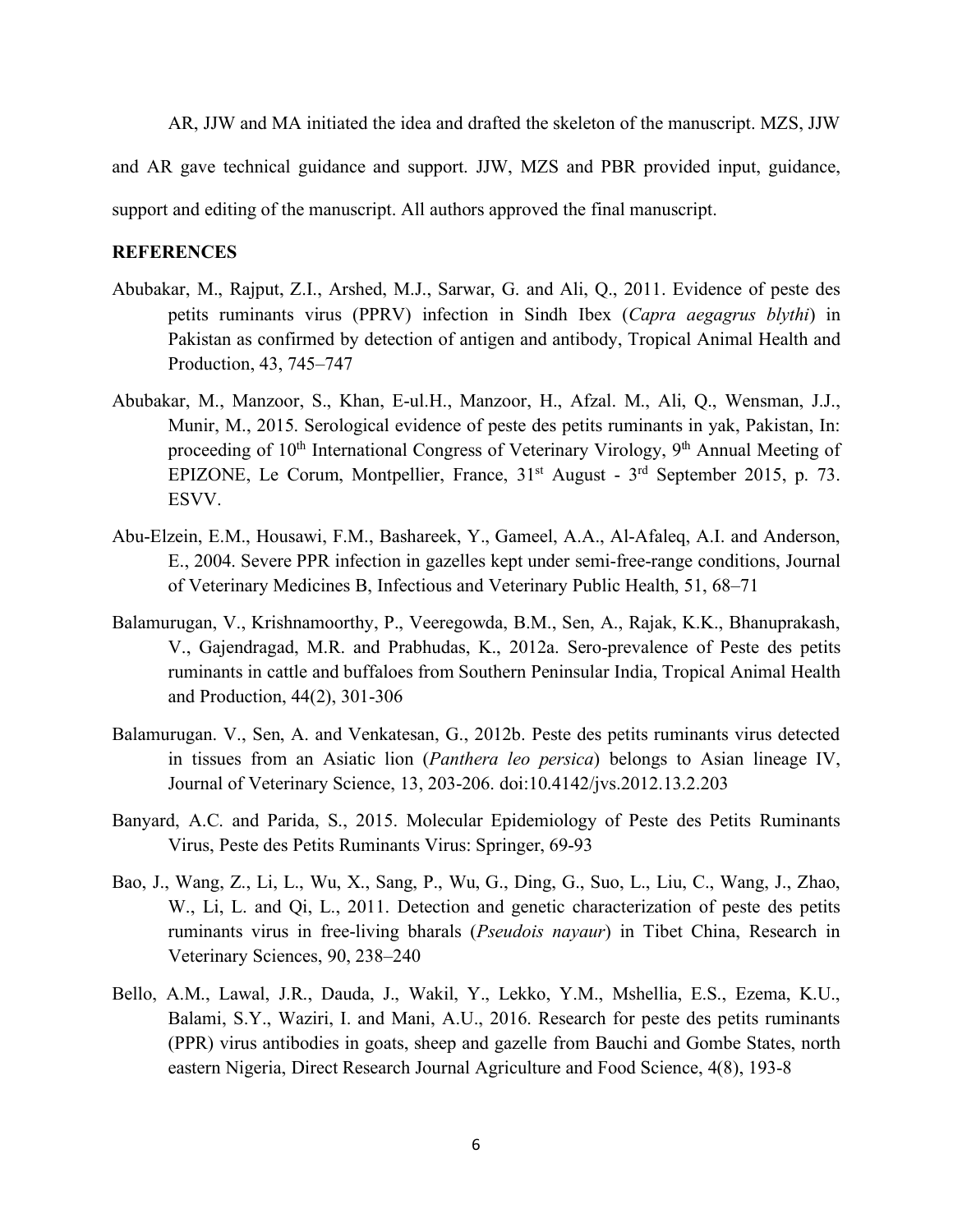AR, JJW and MA initiated the idea and drafted the skeleton of the manuscript. MZS, JJW and AR gave technical guidance and support. JJW, MZS and PBR provided input, guidance, support and editing of the manuscript. All authors approved the final manuscript.

## REFERENCES

Abubakar, M., Rajput, Z.I., Arshed, M.J., Sarwar, G. and Ali, Q., 2011. Evidence of peste des petits ruminants virus (PPRV) infection in Sindh Ibex (*Capra aegagrus blythi*) in Pakistan as confirmed by detection of antigen and antibody, Tropical Animal Health and Production, 43, 745–747

Abubakar, M., Manzoor, S., Khan, E-ul.H., Manzoor, H., Afzal. M., Ali, Q., Wensman, J.J., Munir, M., 2015. Serological evidence of peste des petits ruminants in yak, Pakistan, In: proceeding of 10th International Congress of Veterinary Virology, 9th Annual Meeting of EPIZONE, Le Corum, Montpellier, France, 31st August - 3rd September 2015, p. 73. ESVV.

Abu-Elzein, E.M., Housawi, F.M., Bashareek, Y., Gameel, A.A., Al-Afaleq, A.I. and Anderson, E., 2004. Severe PPR infection in gazelles kept under semi-free-range conditions, Journal of Veterinary Medicines B, Infectious and Veterinary Public Health, 51, 68–71

Balamurugan, V., Krishnamoorthy, P., Veeregowda, B.M., Sen, A., Rajak, K.K., Bhanuprakash, V., Gajendragad, M.R. and Prabhudas, K., 2012a. Sero-prevalence of Peste des petits ruminants in cattle and buffaloes from Southern Peninsular India, Tropical Animal Health and Production, 44(2), 301-306

Balamurugan. V., Sen, A. and Venkatesan, G., 2012b. Peste des petits ruminants virus detected in tissues from an Asiatic lion (*Panthera leo persica*) belongs to Asian lineage IV, Journal of Veterinary Science, 13, 203-206. doi:10.4142/jvs.2012.13.2.203

Banyard, A.C. and Parida, S., 2015. Molecular Epidemiology of Peste des Petits Ruminants Virus, Peste des Petits Ruminants Virus: Springer, 69-93

Bao, J., Wang, Z., Li, L., Wu, X., Sang, P., Wu, G., Ding, G., Suo, L., Liu, C., Wang, J., Zhao, W., Li, L. and Qi, L., 2011. Detection and genetic characterization of peste des petits ruminants virus in free-living bharals (*Pseudois nayaur*) in Tibet China, Research in Veterinary Sciences, 90, 238–240

Bello, A.M., Lawal, J.R., Dauda, J., Wakil, Y., Lekko, Y.M., Mshellia, E.S., Ezema, K.U., Balami, S.Y., Waziri, I. and Mani, A.U., 2016. Research for peste des petits ruminants (PPR) virus antibodies in goats, sheep and gazelle from Bauchi and Gombe States, north eastern Nigeria, Direct Research Journal Agriculture and Food Science, 4(8), 193-8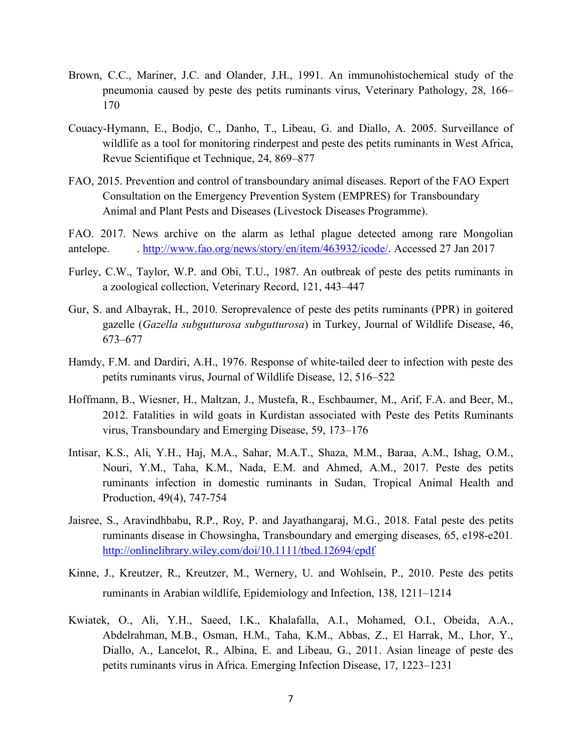Brown, C.C., Mariner, J.C. and Olander, J.H., 1991. An immunohistochemical study of the pneumonia caused by peste des petits ruminants virus, Veterinary Pathology, 28, 166–170

Couacy-Hymann, E., Bodjo, C., Danho, T., Libeau, G. and Diallo, A. 2005. Surveillance of wildlife as a tool for monitoring rinderpest and peste des petits ruminants in West Africa, Revue Scientifique et Technique, 24, 869–877

FAO, 2015. Prevention and control of transboundary animal diseases. Report of the FAO Expert Consultation on the Emergency Prevention System (EMPRES) for Transboundary Animal and Plant Pests and Diseases (Livestock Diseases Programme).

FAO. 2017. News archive on the alarm as lethal plague detected among rare Mongolian antelope. . http://www.fao.org/news/story/en/item/463932/icode/. Accessed 27 Jan 2017

Furley, C.W., Taylor, W.P. and Obi, T.U., 1987. An outbreak of peste des petits ruminants in a zoological collection, Veterinary Record, 121, 443–447

Gur, S. and Albayrak, H., 2010. Seroprevalence of peste des petits ruminants (PPR) in goitered gazelle (*Gazella subgutturosa subgutturosa*) in Turkey, Journal of Wildlife Disease, 46, 673–677

Hamdy, F.M. and Dardiri, A.H., 1976. Response of white-tailed deer to infection with peste des petits ruminants virus, Journal of Wildlife Disease, 12, 516–522

Hoffmann, B., Wiesner, H., Maltzan, J., Mustefa, R., Eschbaumer, M., Arif, F.A. and Beer, M., 2012. Fatalities in wild goats in Kurdistan associated with Peste des Petits Ruminants virus, Transboundary and Emerging Disease, 59, 173–176

Intisar, K.S., Ali, Y.H., Haj, M.A., Sahar, M.A.T., Shaza, M.M., Baraa, A.M., Ishag, O.M., Nouri, Y.M., Taha, K.M., Nada, E.M. and Ahmed, A.M., 2017. Peste des petits ruminants infection in domestic ruminants in Sudan, Tropical Animal Health and Production, 49(4), 747-754

Jaisree, S., Aravindhbabu, R.P., Roy, P. and Jayathangaraj, M.G., 2018. Fatal peste des petits ruminants disease in Chowsingha, Transboundary and emerging diseases, 65, e198-e201. http://onlinelibrary.wiley.com/doi/10.1111/tbed.12694/epdf

Kinne, J., Kreutzer, R., Kreutzer, M., Wernery, U. and Wohlsein, P., 2010. Peste des petits ruminants in Arabian wildlife, Epidemiology and Infection, 138, 1211–1214

Kwiatek, O., Ali, Y.H., Saeed, I.K., Khalafalla, A.I., Mohamed, O.I., Obeida, A.A., Abdelrahman, M.B., Osman, H.M., Taha, K.M., Abbas, Z., El Harrak, M., Lhor, Y., Diallo, A., Lancelot, R., Albina, E. and Libeau, G., 2011. Asian lineage of peste des petits ruminants virus in Africa. Emerging Infection Disease, 17, 1223–1231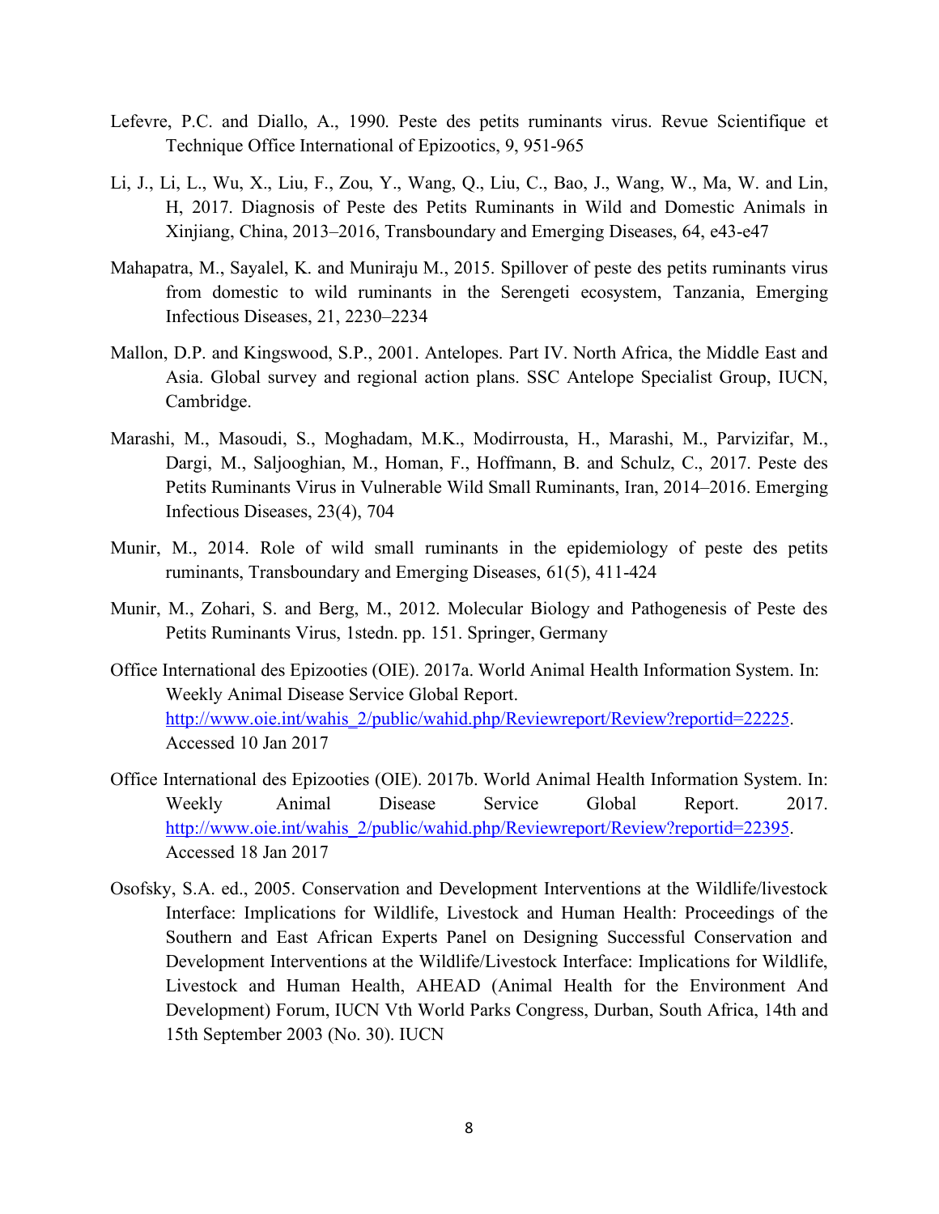Lefevre, P.C. and Diallo, A., 1990. Peste des petits ruminants virus. Revue Scientifique et Technique Office International of Epizootics, 9, 951-965

Li, J., Li, L., Wu, X., Liu, F., Zou, Y., Wang, Q., Liu, C., Bao, J., Wang, W., Ma, W. and Lin, H, 2017. Diagnosis of Peste des Petits Ruminants in Wild and Domestic Animals in Xinjiang, China, 2013–2016, Transboundary and Emerging Diseases, 64, e43-e47

Mahapatra, M., Sayalel, K. and Muniraju M., 2015. Spillover of peste des petits ruminants virus from domestic to wild ruminants in the Serengeti ecosystem, Tanzania, Emerging Infectious Diseases, 21, 2230–2234

Mallon, D.P. and Kingswood, S.P., 2001. Antelopes. Part IV. North Africa, the Middle East and Asia. Global survey and regional action plans. SSC Antelope Specialist Group, IUCN, Cambridge.

Marashi, M., Masoudi, S., Moghadam, M.K., Modirrousta, H., Marashi, M., Parvizifar, M., Dargi, M., Saljooghian, M., Homan, F., Hoffmann, B. and Schulz, C., 2017. Peste des Petits Ruminants Virus in Vulnerable Wild Small Ruminants, Iran, 2014–2016. Emerging Infectious Diseases, 23(4), 704

Munir, M., 2014. Role of wild small ruminants in the epidemiology of peste des petits ruminants, Transboundary and Emerging Diseases, 61(5), 411-424

Munir, M., Zohari, S. and Berg, M., 2012. Molecular Biology and Pathogenesis of Peste des Petits Ruminants Virus, 1stedn. pp. 151. Springer, Germany

Office International des Epizooties (OIE). 2017a. World Animal Health Information System. In: Weekly Animal Disease Service Global Report. http://www.oie.int/wahis_2/public/wahid.php/Reviewreport/Review?reportid=22225. Accessed 10 Jan 2017

Office International des Epizooties (OIE). 2017b. World Animal Health Information System. In: Weekly Animal Disease Service Global Report. 2017. http://www.oie.int/wahis_2/public/wahid.php/Reviewreport/Review?reportid=22395. Accessed 18 Jan 2017

Osofsky, S.A. ed., 2005. Conservation and Development Interventions at the Wildlife/livestock Interface: Implications for Wildlife, Livestock and Human Health: Proceedings of the Southern and East African Experts Panel on Designing Successful Conservation and Development Interventions at the Wildlife/Livestock Interface: Implications for Wildlife, Livestock and Human Health, AHEAD (Animal Health for the Environment And Development) Forum, IUCN Vth World Parks Congress, Durban, South Africa, 14th and 15th September 2003 (No. 30). IUCN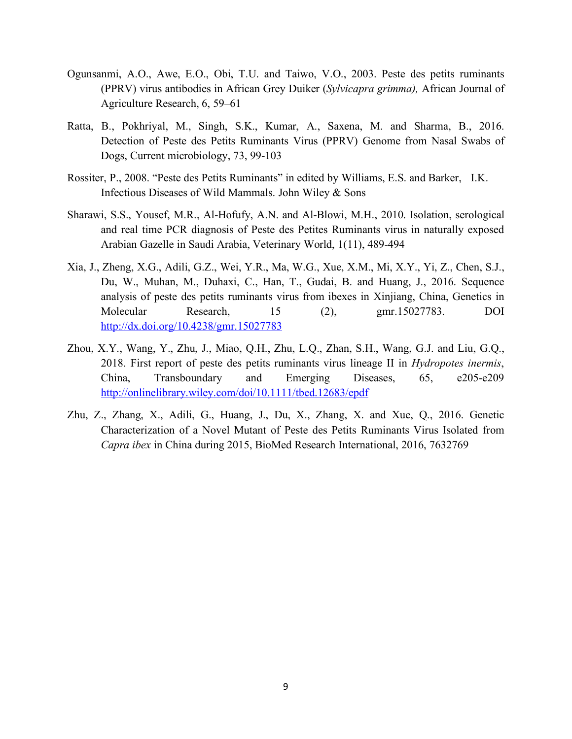Ogunsanmi, A.O., Awe, E.O., Obi, T.U. and Taiwo, V.O., 2003. Peste des petits ruminants (PPRV) virus antibodies in African Grey Duiker (*Sylvicapra grimma),* African Journal of Agriculture Research, 6, 59–61

Ratta, B., Pokhriyal, M., Singh, S.K., Kumar, A., Saxena, M. and Sharma, B., 2016. Detection of Peste des Petits Ruminants Virus (PPRV) Genome from Nasal Swabs of Dogs, Current microbiology, 73, 99-103

Rossiter, P., 2008. "Peste des Petits Ruminants" in edited by Williams, E.S. and Barker, I.K. Infectious Diseases of Wild Mammals. John Wiley & Sons

Sharawi, S.S., Yousef, M.R., Al-Hofufy, A.N. and Al-Blowi, M.H., 2010. Isolation, serological and real time PCR diagnosis of Peste des Petites Ruminants virus in naturally exposed Arabian Gazelle in Saudi Arabia, Veterinary World, 1(11), 489-494

Xia, J., Zheng, X.G., Adili, G.Z., Wei, Y.R., Ma, W.G., Xue, X.M., Mi, X.Y., Yi, Z., Chen, S.J., Du, W., Muhan, M., Duhaxi, C., Han, T., Gudai, B. and Huang, J., 2016. Sequence analysis of peste des petits ruminants virus from ibexes in Xinjiang, China, Genetics in Molecular Research, 15 (2), gmr.15027783. DOI http://dx.doi.org/10.4238/gmr.15027783

Zhou, X.Y., Wang, Y., Zhu, J., Miao, Q.H., Zhu, L.Q., Zhan, S.H., Wang, G.J. and Liu, G.Q., 2018. First report of peste des petits ruminants virus lineage II in *Hydropotes inermis*, China, Transboundary and Emerging Diseases, 65, e205-e209 http://onlinelibrary.wiley.com/doi/10.1111/tbed.12683/epdf

Zhu, Z., Zhang, X., Adili, G., Huang, J., Du, X., Zhang, X. and Xue, Q., 2016. Genetic Characterization of a Novel Mutant of Peste des Petits Ruminants Virus Isolated from *Capra ibex* in China during 2015, BioMed Research International, 2016, 7632769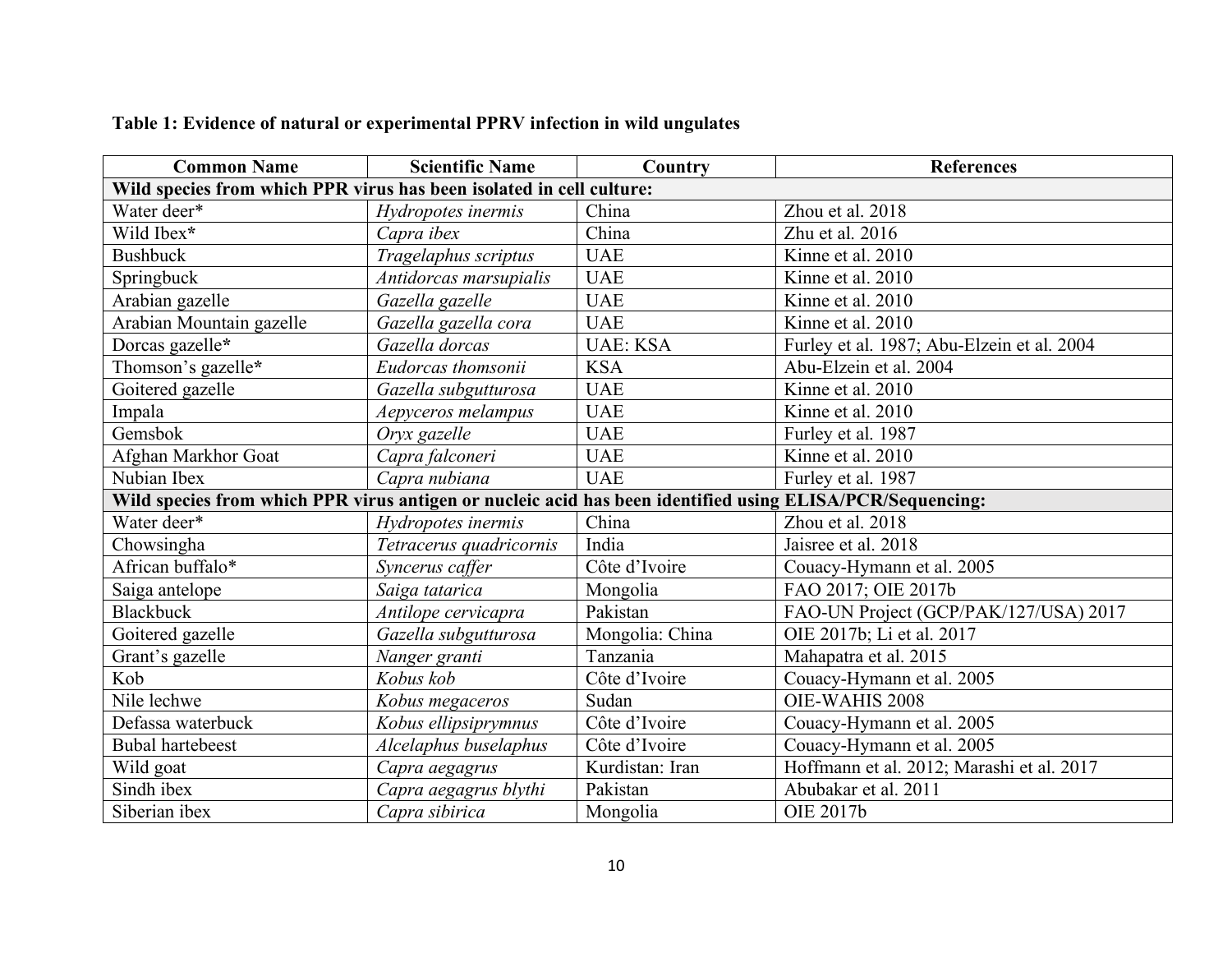**Table 1: Evidence of natural or experimental PPRV infection in wild ungulates**

| Common Name | Scientific Name | Country | References |
|---|---|---|---|
| **Wild species from which PPR virus has been isolated in cell culture:** | | | |
| Water deer* | *Hydropotes inermis* | China | Zhou et al. 2018 |
| Wild Ibex* | *Capra ibex* | China | Zhu et al. 2016 |
| Bushbuck | *Tragelaphus scriptus* | UAE | Kinne et al. 2010 |
| Springbuck | *Antidorcas marsupialis* | UAE | Kinne et al. 2010 |
| Arabian gazelle | *Gazella gazelle* | UAE | Kinne et al. 2010 |
| Arabian Mountain gazelle | *Gazella gazella cora* | UAE | Kinne et al. 2010 |
| Dorcas gazelle* | *Gazella dorcas* | UAE: KSA | Furley et al. 1987; Abu-Elzein et al. 2004 |
| Thomson's gazelle* | *Eudorcas thomsonii* | KSA | Abu-Elzein et al. 2004 |
| Goitered gazelle | *Gazella subgutturosa* | UAE | Kinne et al. 2010 |
| Impala | *Aepyceros melampus* | UAE | Kinne et al. 2010 |
| Gemsbok | *Oryx gazelle* | UAE | Furley et al. 1987 |
| Afghan Markhor Goat | *Capra falconeri* | UAE | Kinne et al. 2010 |
| Nubian Ibex | *Capra nubiana* | UAE | Furley et al. 1987 |
| **Wild species from which PPR virus antigen or nucleic acid has been identified using ELISA/PCR/Sequencing:** | | | |
| Water deer* | *Hydropotes inermis* | China | Zhou et al. 2018 |
| Chowsingha | *Tetracerus quadricornis* | India | Jaisree et al. 2018 |
| African buffalo* | *Syncerus caffer* | Côte d'Ivoire | Couacy-Hymann et al. 2005 |
| Saiga antelope | *Saiga tatarica* | Mongolia | FAO 2017; OIE 2017b |
| Blackbuck | *Antilope cervicapra* | Pakistan | FAO-UN Project (GCP/PAK/127/USA) 2017 |
| Goitered gazelle | *Gazella subgutturosa* | Mongolia: China | OIE 2017b; Li et al. 2017 |
| Grant's gazelle | *Nanger granti* | Tanzania | Mahapatra et al. 2015 |
| Kob | *Kobus kob* | Côte d'Ivoire | Couacy-Hymann et al. 2005 |
| Nile lechwe | *Kobus megaceros* | Sudan | OIE-WAHIS 2008 |
| Defassa waterbuck | *Kobus ellipsiprymnus* | Côte d'Ivoire | Couacy-Hymann et al. 2005 |
| Bubal hartebeest | *Alcelaphus buselaphus* | Côte d'Ivoire | Couacy-Hymann et al. 2005 |
| Wild goat | *Capra aegagrus* | Kurdistan: Iran | Hoffmann et al. 2012; Marashi et al. 2017 |
| Sindh ibex | *Capra aegagrus blythi* | Pakistan | Abubakar et al. 2011 |
| Siberian ibex | *Capra sibirica* | Mongolia | OIE 2017b |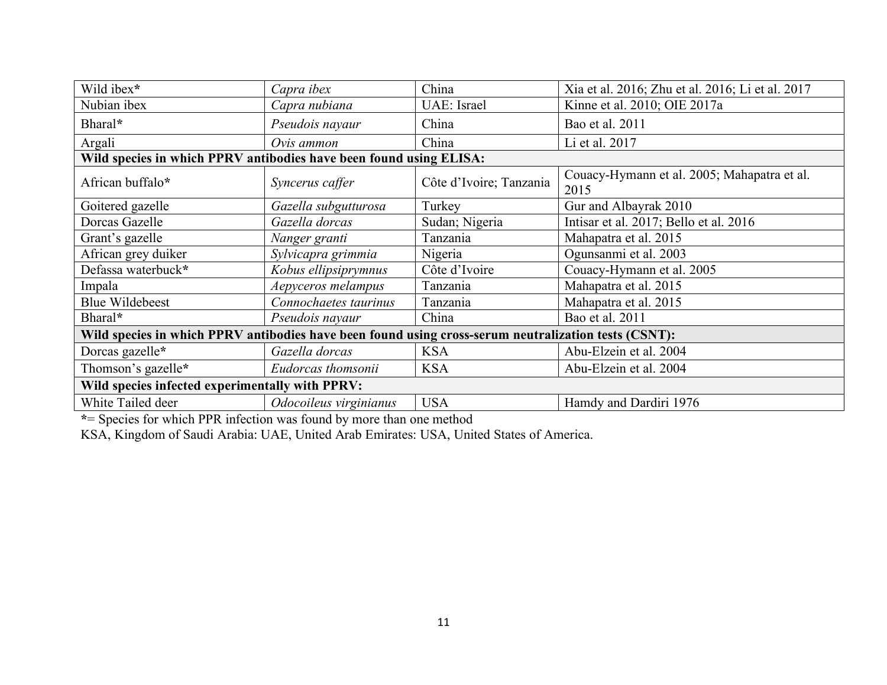| | | | |
|---|---|---|---|
| Wild ibex* | *Capra ibex* | China | Xia et al. 2016; Zhu et al. 2016; Li et al. 2017 |
| Nubian ibex | *Capra nubiana* | UAE: Israel | Kinne et al. 2010; OIE 2017a |
| Bharal* | *Pseudois nayaur* | China | Bao et al. 2011 |
| Argali | *Ovis ammon* | China | Li et al. 2017 |
| **Wild species in which PPRV antibodies have been found using ELISA:** | | | |
| African buffalo* | *Syncerus caffer* | Côte d'Ivoire; Tanzania | Couacy-Hymann et al. 2005; Mahapatra et al. 2015 |
| Goitered gazelle | *Gazella subgutturosa* | Turkey | Gur and Albayrak 2010 |
| Dorcas Gazelle | *Gazella dorcas* | Sudan; Nigeria | Intisar et al. 2017; Bello et al. 2016 |
| Grant's gazelle | *Nanger granti* | Tanzania | Mahapatra et al. 2015 |
| African grey duiker | *Sylvicapra grimmia* | Nigeria | Ogunsanmi et al. 2003 |
| Defassa waterbuck* | *Kobus ellipsiprymnus* | Côte d'Ivoire | Couacy-Hymann et al. 2005 |
| Impala | *Aepyceros melampus* | Tanzania | Mahapatra et al. 2015 |
| Blue Wildebeest | *Connochaetes taurinus* | Tanzania | Mahapatra et al. 2015 |
| Bharal* | *Pseudois nayaur* | China | Bao et al. 2011 |
| **Wild species in which PPRV antibodies have been found using cross-serum neutralization tests (CSNT):** | | | |
| Dorcas gazelle* | *Gazella dorcas* | KSA | Abu-Elzein et al. 2004 |
| Thomson's gazelle* | *Eudorcas thomsonii* | KSA | Abu-Elzein et al. 2004 |
| **Wild species infected experimentally with PPRV:** | | | |
| White Tailed deer | *Odocoileus virginianus* | USA | Hamdy and Dardiri 1976 |

*= Species for which PPR infection was found by more than one method

KSA, Kingdom of Saudi Arabia: UAE, United Arab Emirates: USA, United States of America.